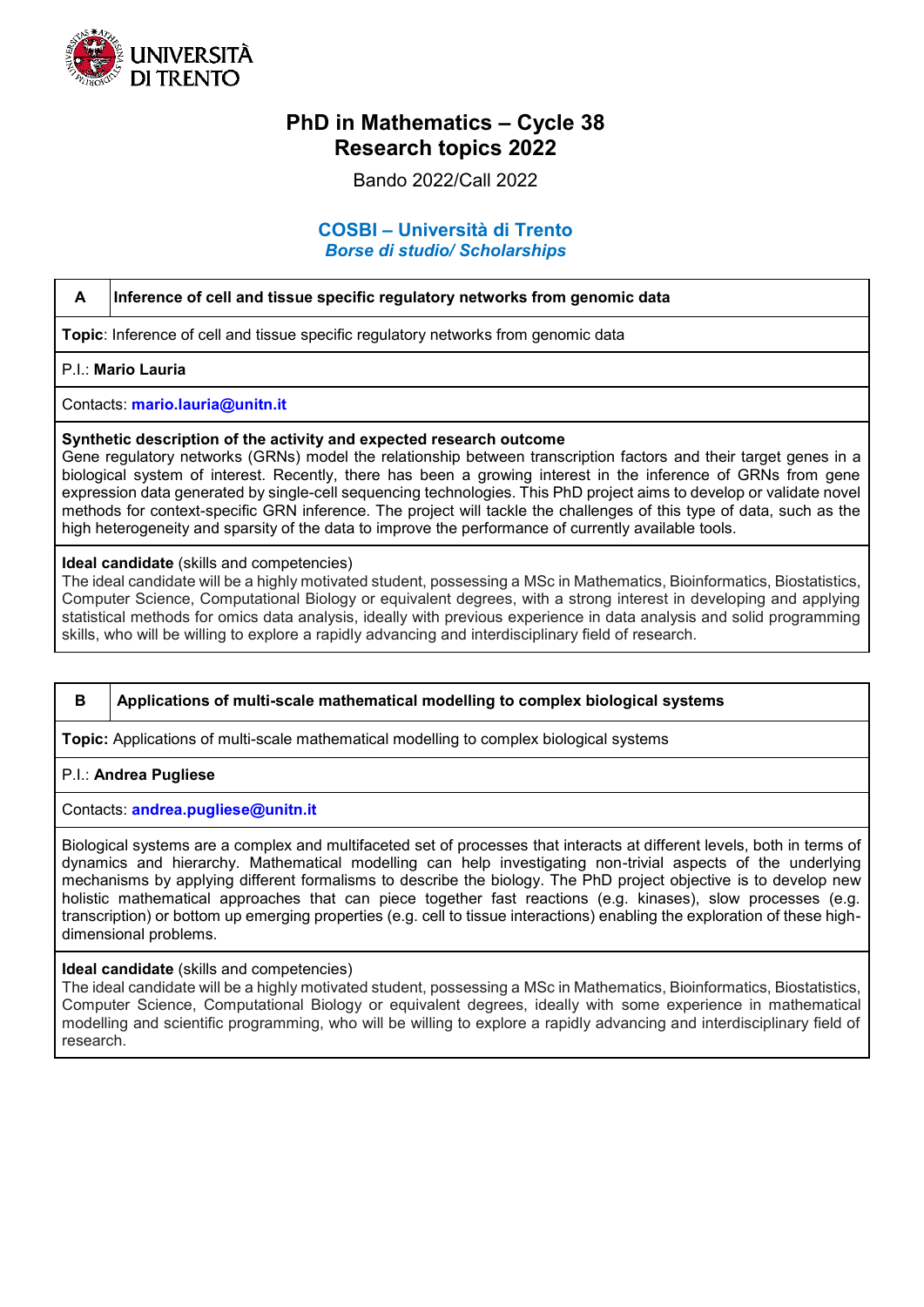# PhD in Mathematics – Cycle 38
## Research topics 2022

Bando 2022/Call 2022

### COSBI – Università di Trento
***Borse di studio/ Scholarships***

| **A** | **Inference of cell and tissue specific regulatory networks from genomic data** |
|---|---|

**Topic**: Inference of cell and tissue specific regulatory networks from genomic data

P.I.: **Mario Lauria**

Contacts: **mario.lauria@unitn.it**

**Synthetic description of the activity and expected research outcome**
Gene regulatory networks (GRNs) model the relationship between transcription factors and their target genes in a biological system of interest. Recently, there has been a growing interest in the inference of GRNs from gene expression data generated by single-cell sequencing technologies. This PhD project aims to develop or validate novel methods for context-specific GRN inference. The project will tackle the challenges of this type of data, such as the high heterogeneity and sparsity of the data to improve the performance of currently available tools.

**Ideal candidate** (skills and competencies)
The ideal candidate will be a highly motivated student, possessing a MSc in Mathematics, Bioinformatics, Biostatistics, Computer Science, Computational Biology or equivalent degrees, with a strong interest in developing and applying statistical methods for omics data analysis, ideally with previous experience in data analysis and solid programming skills, who will be willing to explore a rapidly advancing and interdisciplinary field of research.

| **B** | **Applications of multi-scale mathematical modelling to complex biological systems** |
|---|---|

**Topic:** Applications of multi-scale mathematical modelling to complex biological systems

P.I.: **Andrea Pugliese**

Contacts: **andrea.pugliese@unitn.it**

Biological systems are a complex and multifaceted set of processes that interacts at different levels, both in terms of dynamics and hierarchy. Mathematical modelling can help investigating non-trivial aspects of the underlying mechanisms by applying different formalisms to describe the biology. The PhD project objective is to develop new holistic mathematical approaches that can piece together fast reactions (e.g. kinases), slow processes (e.g. transcription) or bottom up emerging properties (e.g. cell to tissue interactions) enabling the exploration of these high-dimensional problems.

**Ideal candidate** (skills and competencies)
The ideal candidate will be a highly motivated student, possessing a MSc in Mathematics, Bioinformatics, Biostatistics, Computer Science, Computational Biology or equivalent degrees, ideally with some experience in mathematical modelling and scientific programming, who will be willing to explore a rapidly advancing and interdisciplinary field of research.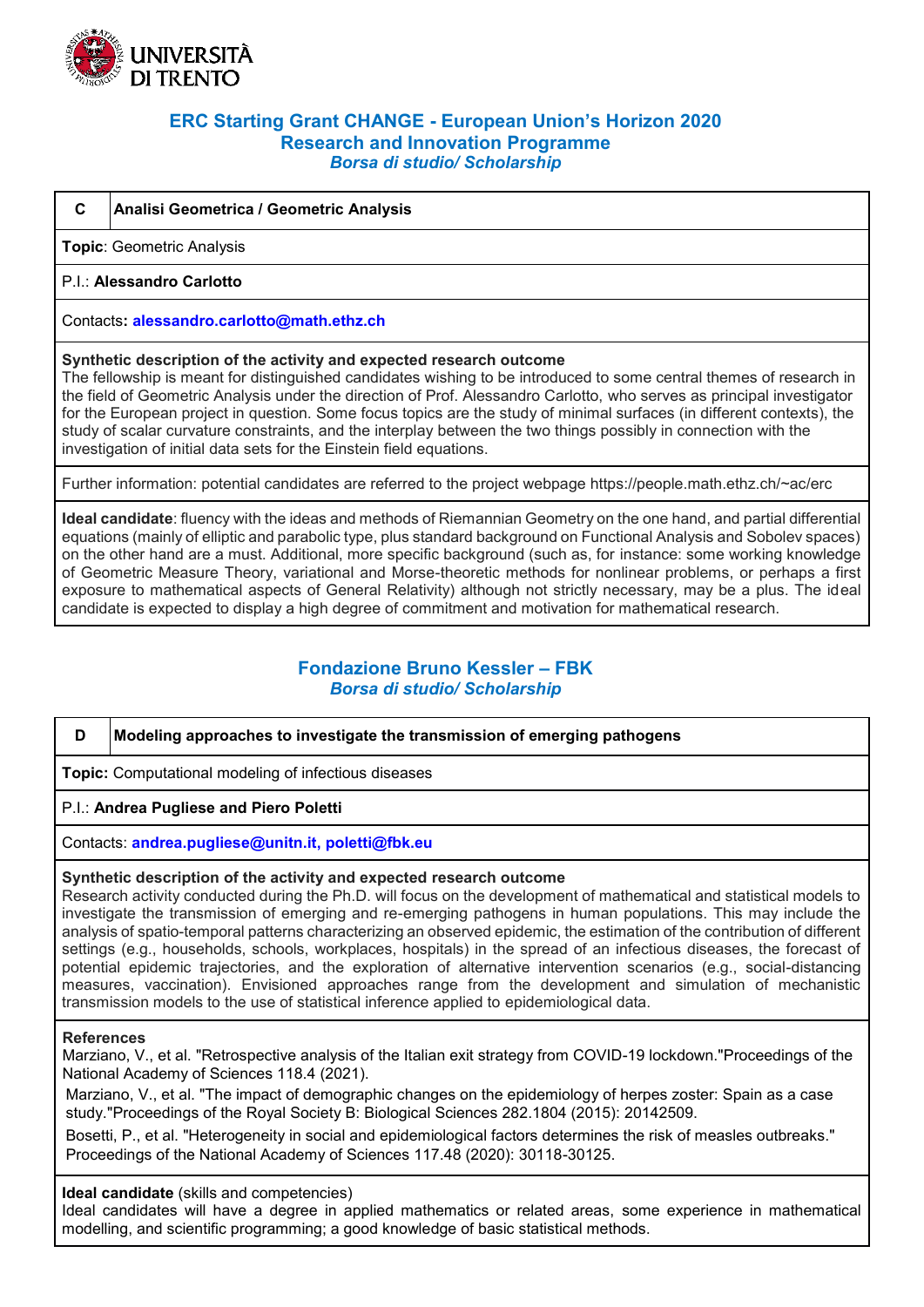**UNIVERSITÀ DI TRENTO**

## ERC Starting Grant CHANGE - European Union's Horizon 2020 Research and Innovation Programme

### *Borsa di studio/ Scholarship*

| C | Analisi Geometrica / Geometric Analysis |
|---|---|

**Topic**: Geometric Analysis

P.I.: **Alessandro Carlotto**

Contacts**: alessandro.carlotto@math.ethz.ch**

**Synthetic description of the activity and expected research outcome**
The fellowship is meant for distinguished candidates wishing to be introduced to some central themes of research in the field of Geometric Analysis under the direction of Prof. Alessandro Carlotto, who serves as principal investigator for the European project in question. Some focus topics are the study of minimal surfaces (in different contexts), the study of scalar curvature constraints, and the interplay between the two things possibly in connection with the investigation of initial data sets for the Einstein field equations.

Further information: potential candidates are referred to the project webpage https://people.math.ethz.ch/~ac/erc

**Ideal candidate**: fluency with the ideas and methods of Riemannian Geometry on the one hand, and partial differential equations (mainly of elliptic and parabolic type, plus standard background on Functional Analysis and Sobolev spaces) on the other hand are a must. Additional, more specific background (such as, for instance: some working knowledge of Geometric Measure Theory, variational and Morse-theoretic methods for nonlinear problems, or perhaps a first exposure to mathematical aspects of General Relativity) although not strictly necessary, may be a plus. The ideal candidate is expected to display a high degree of commitment and motivation for mathematical research.

## Fondazione Bruno Kessler – FBK

### *Borsa di studio/ Scholarship*

| D | Modeling approaches to investigate the transmission of emerging pathogens |
|---|---|

**Topic:** Computational modeling of infectious diseases

P.I.: **Andrea Pugliese and Piero Poletti**

Contacts: **andrea.pugliese@unitn.it, poletti@fbk.eu**

**Synthetic description of the activity and expected research outcome**
Research activity conducted during the Ph.D. will focus on the development of mathematical and statistical models to investigate the transmission of emerging and re-emerging pathogens in human populations. This may include the analysis of spatio-temporal patterns characterizing an observed epidemic, the estimation of the contribution of different settings (e.g., households, schools, workplaces, hospitals) in the spread of an infectious diseases, the forecast of potential epidemic trajectories, and the exploration of alternative intervention scenarios (e.g., social-distancing measures, vaccination). Envisioned approaches range from the development and simulation of mechanistic transmission models to the use of statistical inference applied to epidemiological data.

**References**
Marziano, V., et al. "Retrospective analysis of the Italian exit strategy from COVID-19 lockdown."Proceedings of the National Academy of Sciences 118.4 (2021).
Marziano, V., et al. "The impact of demographic changes on the epidemiology of herpes zoster: Spain as a case study."Proceedings of the Royal Society B: Biological Sciences 282.1804 (2015): 20142509.
Bosetti, P., et al. "Heterogeneity in social and epidemiological factors determines the risk of measles outbreaks." Proceedings of the National Academy of Sciences 117.48 (2020): 30118-30125.

**Ideal candidate** (skills and competencies)
Ideal candidates will have a degree in applied mathematics or related areas, some experience in mathematical modelling, and scientific programming; a good knowledge of basic statistical methods.